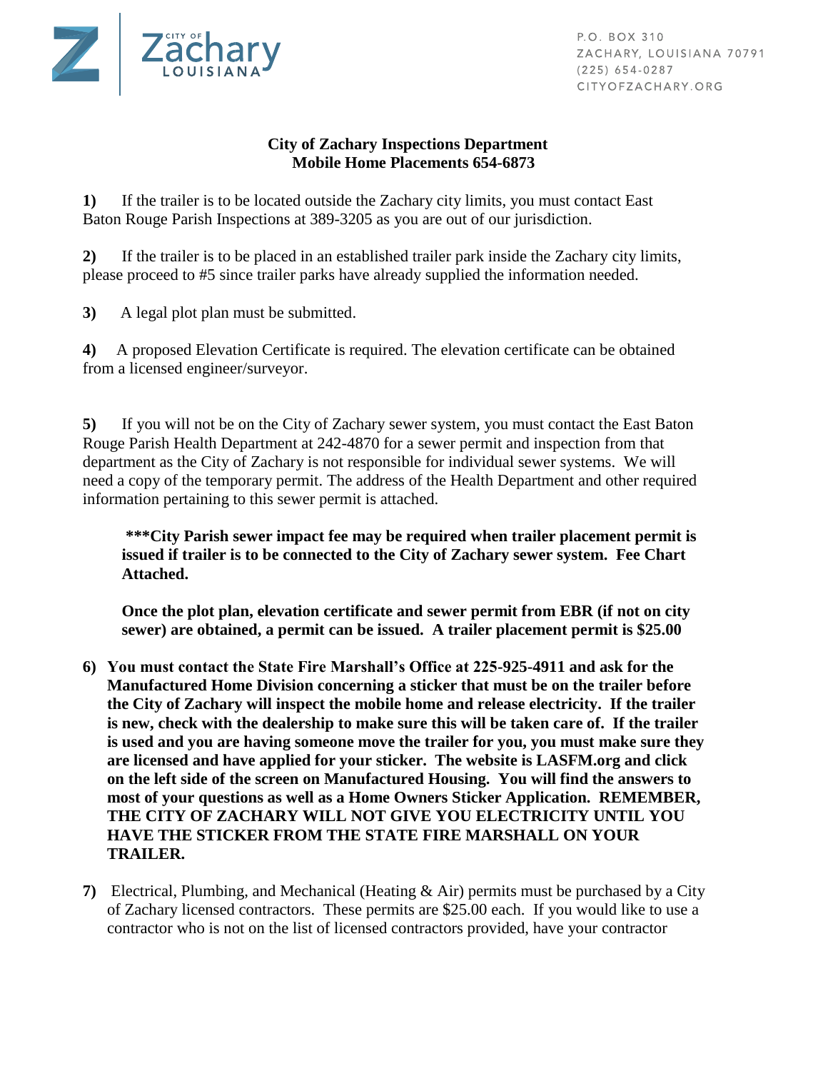City of Zachary Louisiana

P.O. BOX 310
ZACHARY, LOUISIANA 70791
(225) 654-0287
CITYOFZACHARY.ORG

## City of Zachary Inspections Department
## Mobile Home Placements 654-6873

**1)** If the trailer is to be located outside the Zachary city limits, you must contact East Baton Rouge Parish Inspections at 389-3205 as you are out of our jurisdiction.

**2)** If the trailer is to be placed in an established trailer park inside the Zachary city limits, please proceed to #5 since trailer parks have already supplied the information needed.

**3)** A legal plot plan must be submitted.

**4)** A proposed Elevation Certificate is required. The elevation certificate can be obtained from a licensed engineer/surveyor.

**5)** If you will not be on the City of Zachary sewer system, you must contact the East Baton Rouge Parish Health Department at 242-4870 for a sewer permit and inspection from that department as the City of Zachary is not responsible for individual sewer systems. We will need a copy of the temporary permit. The address of the Health Department and other required information pertaining to this sewer permit is attached.

> **\*\*\*City Parish sewer impact fee may be required when trailer placement permit is issued if trailer is to be connected to the City of Zachary sewer system. Fee Chart Attached.**
>
> **Once the plot plan, elevation certificate and sewer permit from EBR (if not on city sewer) are obtained, a permit can be issued. A trailer placement permit is $25.00**

**6) You must contact the State Fire Marshall's Office at 225-925-4911 and ask for the Manufactured Home Division concerning a sticker that must be on the trailer before the City of Zachary will inspect the mobile home and release electricity. If the trailer is new, check with the dealership to make sure this will be taken care of. If the trailer is used and you are having someone move the trailer for you, you must make sure they are licensed and have applied for your sticker. The website is LASFM.org and click on the left side of the screen on Manufactured Housing. You will find the answers to most of your questions as well as a Home Owners Sticker Application. REMEMBER, THE CITY OF ZACHARY WILL NOT GIVE YOU ELECTRICITY UNTIL YOU HAVE THE STICKER FROM THE STATE FIRE MARSHALL ON YOUR TRAILER.**

**7)** Electrical, Plumbing, and Mechanical (Heating & Air) permits must be purchased by a City of Zachary licensed contractors. These permits are $25.00 each. If you would like to use a contractor who is not on the list of licensed contractors provided, have your contractor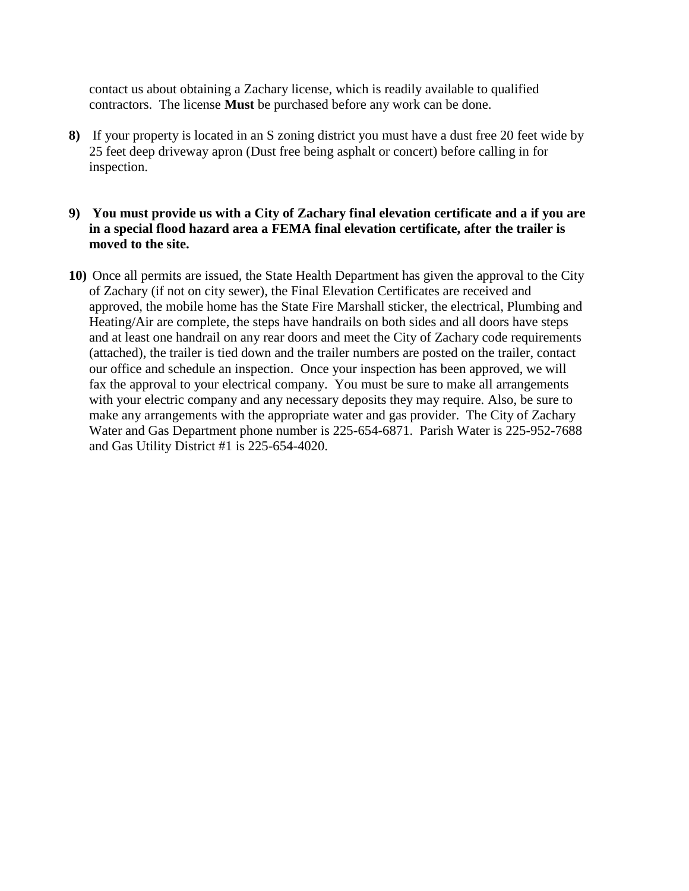contact us about obtaining a Zachary license, which is readily available to qualified contractors. The license **Must** be purchased before any work can be done.

**8)** If your property is located in an S zoning district you must have a dust free 20 feet wide by 25 feet deep driveway apron (Dust free being asphalt or concert) before calling in for inspection.

**9) You must provide us with a City of Zachary final elevation certificate and a if you are in a special flood hazard area a FEMA final elevation certificate, after the trailer is moved to the site.**

**10)** Once all permits are issued, the State Health Department has given the approval to the City of Zachary (if not on city sewer), the Final Elevation Certificates are received and approved, the mobile home has the State Fire Marshall sticker, the electrical, Plumbing and Heating/Air are complete, the steps have handrails on both sides and all doors have steps and at least one handrail on any rear doors and meet the City of Zachary code requirements (attached), the trailer is tied down and the trailer numbers are posted on the trailer, contact our office and schedule an inspection. Once your inspection has been approved, we will fax the approval to your electrical company. You must be sure to make all arrangements with your electric company and any necessary deposits they may require. Also, be sure to make any arrangements with the appropriate water and gas provider. The City of Zachary Water and Gas Department phone number is 225-654-6871. Parish Water is 225-952-7688 and Gas Utility District #1 is 225-654-4020.